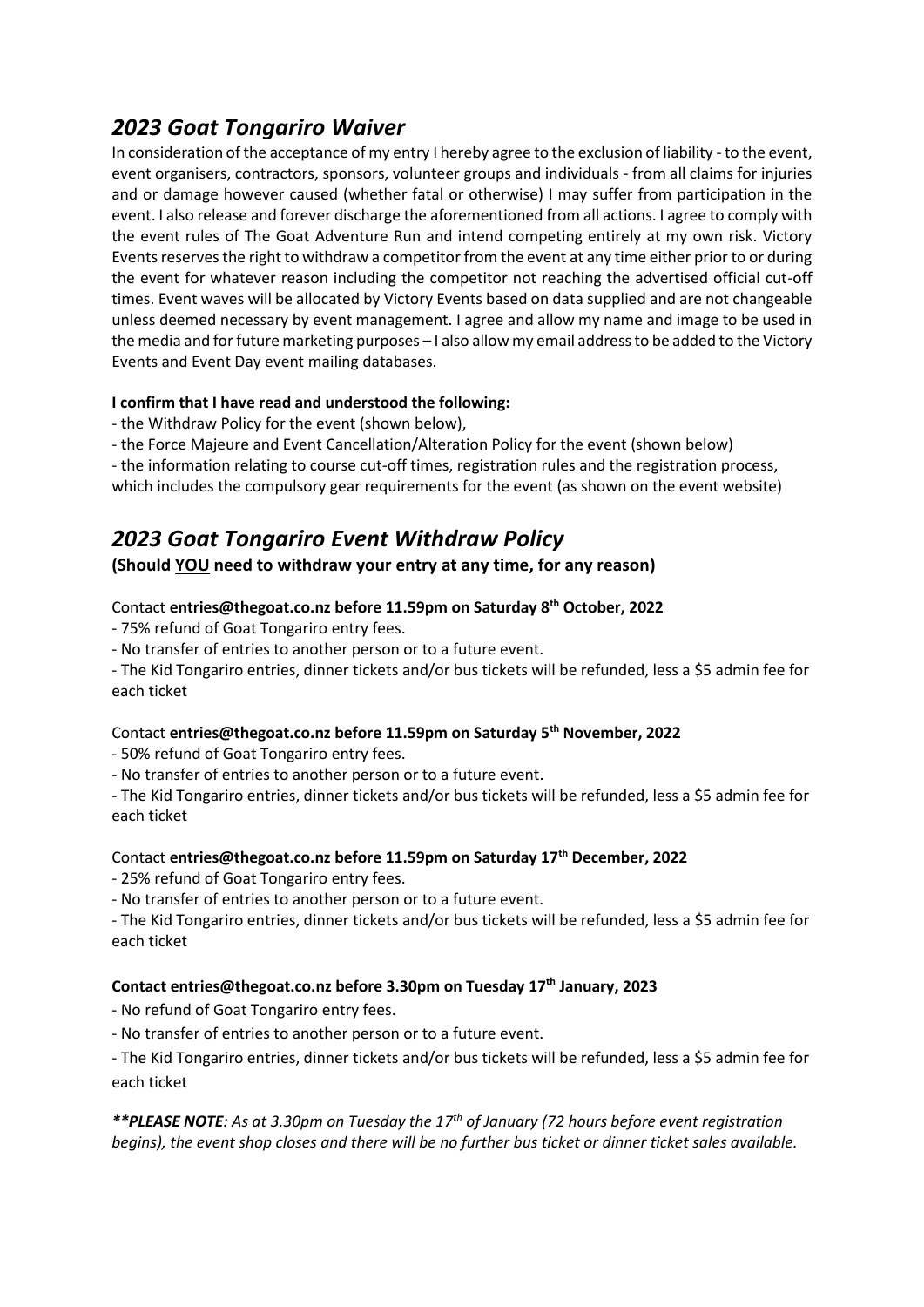## *2023 Goat Tongariro Waiver*

In consideration of the acceptance of my entry I hereby agree to the exclusion of liability - to the event, event organisers, contractors, sponsors, volunteer groups and individuals - from all claims for injuries and or damage however caused (whether fatal or otherwise) I may suffer from participation in the event. I also release and forever discharge the aforementioned from all actions. I agree to comply with the event rules of The Goat Adventure Run and intend competing entirely at my own risk. Victory Events reserves the right to withdraw a competitor from the event at any time either prior to or during the event for whatever reason including the competitor not reaching the advertised official cut-off times. Event waves will be allocated by Victory Events based on data supplied and are not changeable unless deemed necessary by event management. I agree and allow my name and image to be used in the media and for future marketing purposes – I also allow my email address to be added to the Victory Events and Event Day event mailing databases.

**I confirm that I have read and understood the following:**

- the Withdraw Policy for the event (shown below),
- the Force Majeure and Event Cancellation/Alteration Policy for the event (shown below)
- the information relating to course cut-off times, registration rules and the registration process, which includes the compulsory gear requirements for the event (as shown on the event website)

## *2023 Goat Tongariro Event Withdraw Policy*

**(Should <u>YOU</u> need to withdraw your entry at any time, for any reason)**

Contact **entries@thegoat.co.nz before 11.59pm on Saturday 8th October, 2022**

- 75% refund of Goat Tongariro entry fees.
- No transfer of entries to another person or to a future event.
- The Kid Tongariro entries, dinner tickets and/or bus tickets will be refunded, less a $5 admin fee for each ticket

Contact **entries@thegoat.co.nz before 11.59pm on Saturday 5th November, 2022**

- 50% refund of Goat Tongariro entry fees.
- No transfer of entries to another person or to a future event.
- The Kid Tongariro entries, dinner tickets and/or bus tickets will be refunded, less a $5 admin fee for each ticket

Contact **entries@thegoat.co.nz before 11.59pm on Saturday 17th December, 2022**

- 25% refund of Goat Tongariro entry fees.
- No transfer of entries to another person or to a future event.
- The Kid Tongariro entries, dinner tickets and/or bus tickets will be refunded, less a $5 admin fee for each ticket

**Contact entries@thegoat.co.nz before 3.30pm on Tuesday 17th January, 2023**

- No refund of Goat Tongariro entry fees.
- No transfer of entries to another person or to a future event.
- The Kid Tongariro entries, dinner tickets and/or bus tickets will be refunded, less a $5 admin fee for each ticket

***\*\*PLEASE NOTE**: As at 3.30pm on Tuesday the 17th of January (72 hours before event registration begins), the event shop closes and there will be no further bus ticket or dinner ticket sales available.*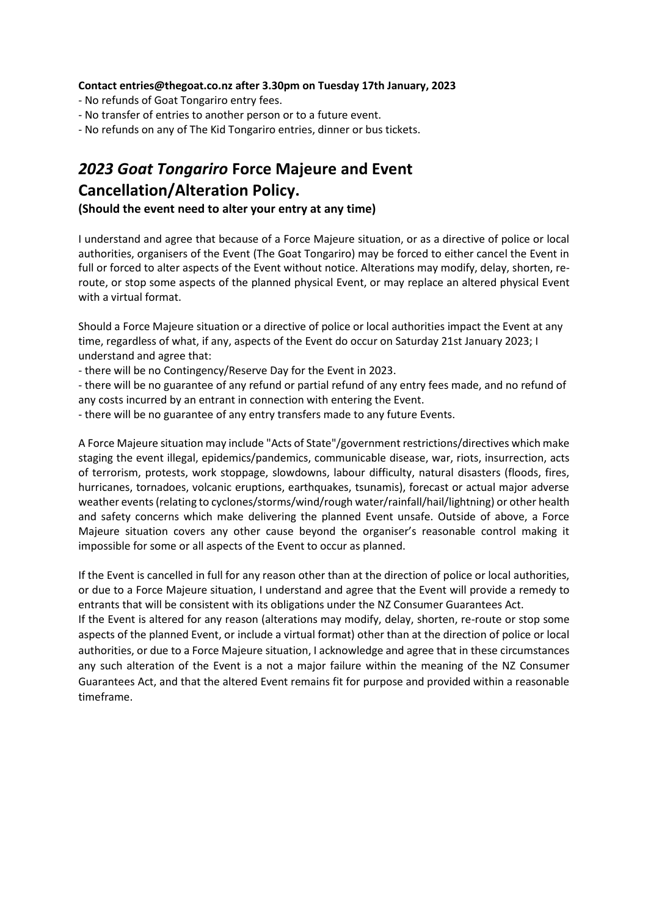**Contact entries@thegoat.co.nz after 3.30pm on Tuesday 17th January, 2023**

- No refunds of Goat Tongariro entry fees.
- No transfer of entries to another person or to a future event.
- No refunds on any of The Kid Tongariro entries, dinner or bus tickets.

## *2023 Goat Tongariro* Force Majeure and Event Cancellation/Alteration Policy.

**(Should the event need to alter your entry at any time)**

I understand and agree that because of a Force Majeure situation, or as a directive of police or local authorities, organisers of the Event (The Goat Tongariro) may be forced to either cancel the Event in full or forced to alter aspects of the Event without notice. Alterations may modify, delay, shorten, re-route, or stop some aspects of the planned physical Event, or may replace an altered physical Event with a virtual format.

Should a Force Majeure situation or a directive of police or local authorities impact the Event at any time, regardless of what, if any, aspects of the Event do occur on Saturday 21st January 2023; I understand and agree that:

- there will be no Contingency/Reserve Day for the Event in 2023.
- there will be no guarantee of any refund or partial refund of any entry fees made, and no refund of any costs incurred by an entrant in connection with entering the Event.
- there will be no guarantee of any entry transfers made to any future Events.

A Force Majeure situation may include "Acts of State"/government restrictions/directives which make staging the event illegal, epidemics/pandemics, communicable disease, war, riots, insurrection, acts of terrorism, protests, work stoppage, slowdowns, labour difficulty, natural disasters (floods, fires, hurricanes, tornadoes, volcanic eruptions, earthquakes, tsunamis), forecast or actual major adverse weather events (relating to cyclones/storms/wind/rough water/rainfall/hail/lightning) or other health and safety concerns which make delivering the planned Event unsafe. Outside of above, a Force Majeure situation covers any other cause beyond the organiser's reasonable control making it impossible for some or all aspects of the Event to occur as planned.

If the Event is cancelled in full for any reason other than at the direction of police or local authorities, or due to a Force Majeure situation, I understand and agree that the Event will provide a remedy to entrants that will be consistent with its obligations under the NZ Consumer Guarantees Act.

If the Event is altered for any reason (alterations may modify, delay, shorten, re-route or stop some aspects of the planned Event, or include a virtual format) other than at the direction of police or local authorities, or due to a Force Majeure situation, I acknowledge and agree that in these circumstances any such alteration of the Event is a not a major failure within the meaning of the NZ Consumer Guarantees Act, and that the altered Event remains fit for purpose and provided within a reasonable timeframe.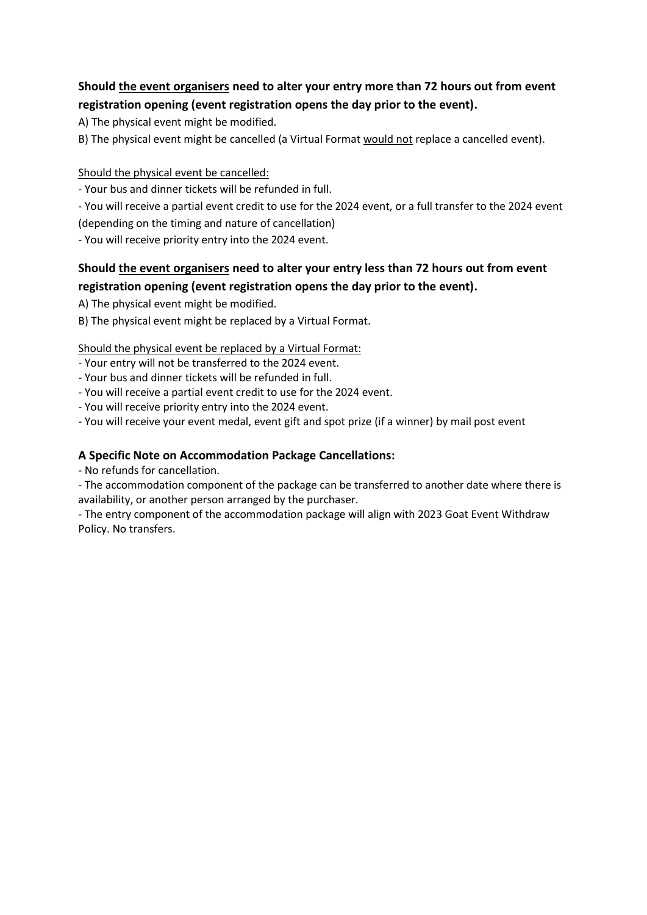### **Should <u>the event organisers</u> need to alter your entry more than 72 hours out from event registration opening (event registration opens the day prior to the event).**

A) The physical event might be modified.

B) The physical event might be cancelled (a Virtual Format <u>would not</u> replace a cancelled event).

<u>Should the physical event be cancelled:</u>

- Your bus and dinner tickets will be refunded in full.
- You will receive a partial event credit to use for the 2024 event, or a full transfer to the 2024 event (depending on the timing and nature of cancellation)
- You will receive priority entry into the 2024 event.

### **Should <u>the event organisers</u> need to alter your entry less than 72 hours out from event registration opening (event registration opens the day prior to the event).**

A) The physical event might be modified.

B) The physical event might be replaced by a Virtual Format.

<u>Should the physical event be replaced by a Virtual Format:</u>

- Your entry will not be transferred to the 2024 event.
- Your bus and dinner tickets will be refunded in full.
- You will receive a partial event credit to use for the 2024 event.
- You will receive priority entry into the 2024 event.
- You will receive your event medal, event gift and spot prize (if a winner) by mail post event

### **A Specific Note on Accommodation Package Cancellations:**

- No refunds for cancellation.
- The accommodation component of the package can be transferred to another date where there is availability, or another person arranged by the purchaser.
- The entry component of the accommodation package will align with 2023 Goat Event Withdraw Policy. No transfers.